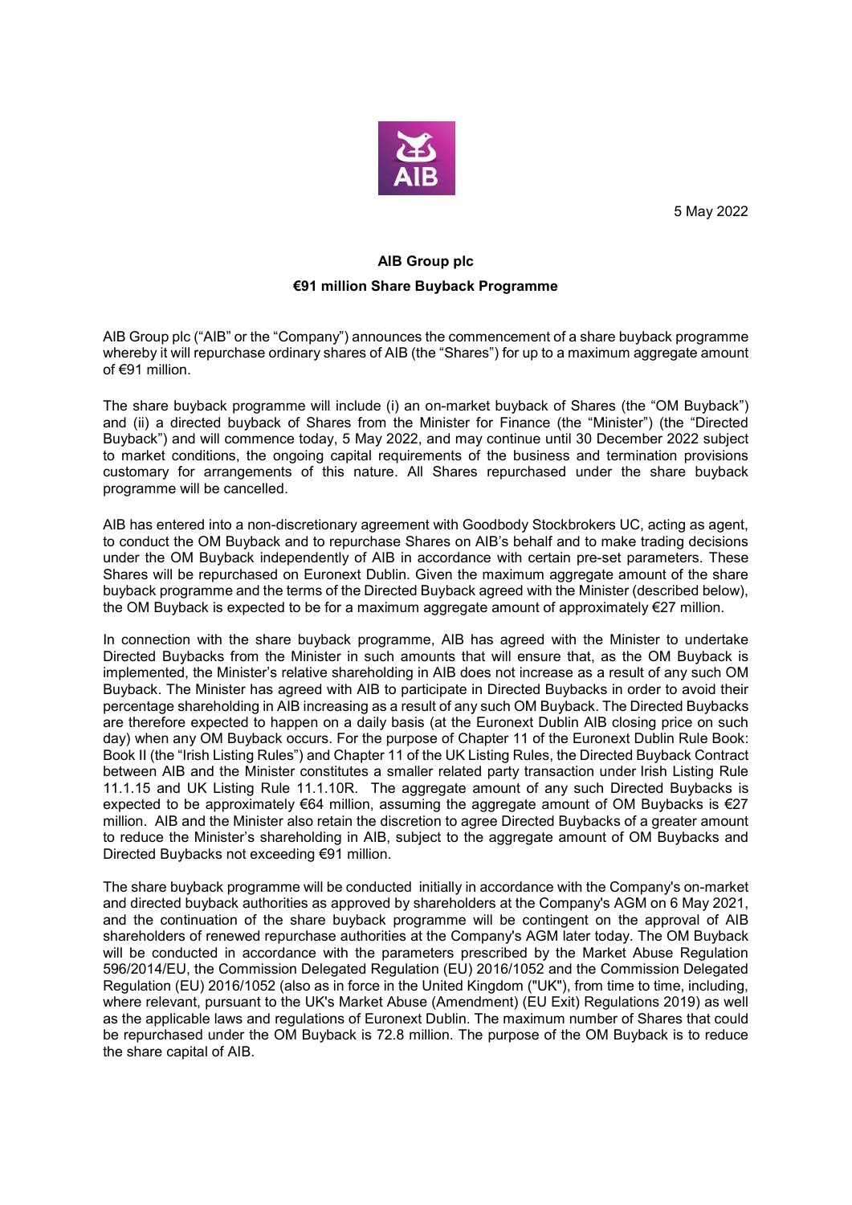5 May 2022

**AIB Group plc**

**€91 million Share Buyback Programme**

AIB Group plc ("AIB" or the "Company") announces the commencement of a share buyback programme whereby it will repurchase ordinary shares of AIB (the "Shares") for up to a maximum aggregate amount of €91 million.

The share buyback programme will include (i) an on-market buyback of Shares (the "OM Buyback") and (ii) a directed buyback of Shares from the Minister for Finance (the "Minister") (the "Directed Buyback") and will commence today, 5 May 2022, and may continue until 30 December 2022 subject to market conditions, the ongoing capital requirements of the business and termination provisions customary for arrangements of this nature. All Shares repurchased under the share buyback programme will be cancelled.

AIB has entered into a non-discretionary agreement with Goodbody Stockbrokers UC, acting as agent, to conduct the OM Buyback and to repurchase Shares on AIB's behalf and to make trading decisions under the OM Buyback independently of AIB in accordance with certain pre-set parameters. These Shares will be repurchased on Euronext Dublin. Given the maximum aggregate amount of the share buyback programme and the terms of the Directed Buyback agreed with the Minister (described below), the OM Buyback is expected to be for a maximum aggregate amount of approximately €27 million.

In connection with the share buyback programme, AIB has agreed with the Minister to undertake Directed Buybacks from the Minister in such amounts that will ensure that, as the OM Buyback is implemented, the Minister's relative shareholding in AIB does not increase as a result of any such OM Buyback. The Minister has agreed with AIB to participate in Directed Buybacks in order to avoid their percentage shareholding in AIB increasing as a result of any such OM Buyback. The Directed Buybacks are therefore expected to happen on a daily basis (at the Euronext Dublin AIB closing price on such day) when any OM Buyback occurs. For the purpose of Chapter 11 of the Euronext Dublin Rule Book: Book II (the "Irish Listing Rules") and Chapter 11 of the UK Listing Rules, the Directed Buyback Contract between AIB and the Minister constitutes a smaller related party transaction under Irish Listing Rule 11.1.15 and UK Listing Rule 11.1.10R. The aggregate amount of any such Directed Buybacks is expected to be approximately €64 million, assuming the aggregate amount of OM Buybacks is €27 million. AIB and the Minister also retain the discretion to agree Directed Buybacks of a greater amount to reduce the Minister's shareholding in AIB, subject to the aggregate amount of OM Buybacks and Directed Buybacks not exceeding €91 million.

The share buyback programme will be conducted initially in accordance with the Company's on-market and directed buyback authorities as approved by shareholders at the Company's AGM on 6 May 2021, and the continuation of the share buyback programme will be contingent on the approval of AIB shareholders of renewed repurchase authorities at the Company's AGM later today. The OM Buyback will be conducted in accordance with the parameters prescribed by the Market Abuse Regulation 596/2014/EU, the Commission Delegated Regulation (EU) 2016/1052 and the Commission Delegated Regulation (EU) 2016/1052 (also as in force in the United Kingdom ("UK"), from time to time, including, where relevant, pursuant to the UK's Market Abuse (Amendment) (EU Exit) Regulations 2019) as well as the applicable laws and regulations of Euronext Dublin. The maximum number of Shares that could be repurchased under the OM Buyback is 72.8 million. The purpose of the OM Buyback is to reduce the share capital of AIB.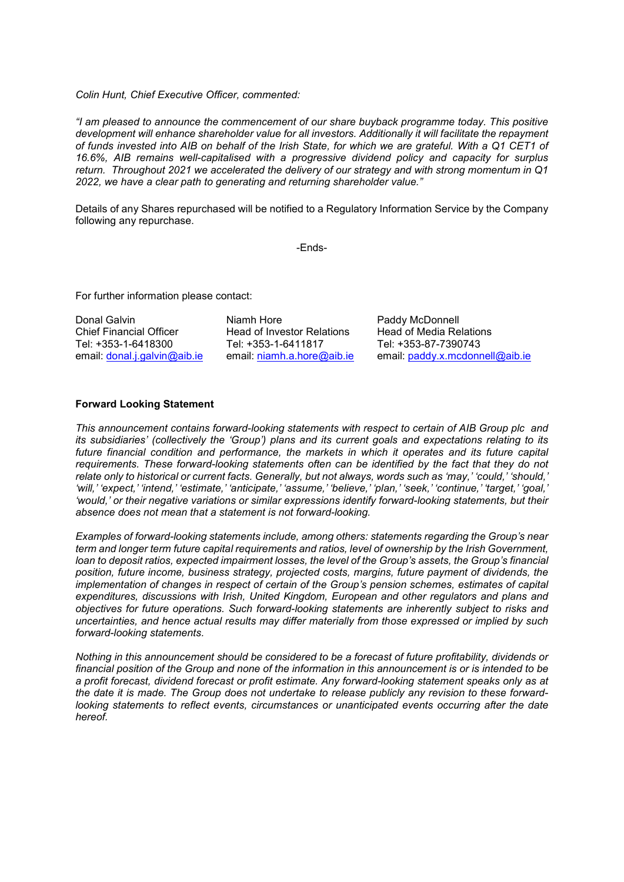*Colin Hunt, Chief Executive Officer, commented:*

*"I am pleased to announce the commencement of our share buyback programme today. This positive development will enhance shareholder value for all investors. Additionally it will facilitate the repayment of funds invested into AIB on behalf of the Irish State, for which we are grateful. With a Q1 CET1 of 16.6%, AIB remains well-capitalised with a progressive dividend policy and capacity for surplus return. Throughout 2021 we accelerated the delivery of our strategy and with strong momentum in Q1 2022, we have a clear path to generating and returning shareholder value."*

Details of any Shares repurchased will be notified to a Regulatory Information Service by the Company following any repurchase.

-Ends-

For further information please contact:

| | | |
|---|---|---|
| Donal Galvin | Niamh Hore | Paddy McDonnell |
| Chief Financial Officer | Head of Investor Relations | Head of Media Relations |
| Tel: +353-1-6418300 | Tel: +353-1-6411817 | Tel: +353-87-7390743 |
| email: donal.j.galvin@aib.ie | email: niamh.a.hore@aib.ie | email: paddy.x.mcdonnell@aib.ie |

**Forward Looking Statement**

*This announcement contains forward-looking statements with respect to certain of AIB Group plc and its subsidiaries' (collectively the 'Group') plans and its current goals and expectations relating to its future financial condition and performance, the markets in which it operates and its future capital requirements. These forward-looking statements often can be identified by the fact that they do not relate only to historical or current facts. Generally, but not always, words such as 'may,' 'could,' 'should,' 'will,' 'expect,' 'intend,' 'estimate,' 'anticipate,' 'assume,' 'believe,' 'plan,' 'seek,' 'continue,' 'target,' 'goal,' 'would,' or their negative variations or similar expressions identify forward-looking statements, but their absence does not mean that a statement is not forward-looking.*

*Examples of forward-looking statements include, among others: statements regarding the Group's near term and longer term future capital requirements and ratios, level of ownership by the Irish Government, loan to deposit ratios, expected impairment losses, the level of the Group's assets, the Group's financial position, future income, business strategy, projected costs, margins, future payment of dividends, the implementation of changes in respect of certain of the Group's pension schemes, estimates of capital expenditures, discussions with Irish, United Kingdom, European and other regulators and plans and objectives for future operations. Such forward-looking statements are inherently subject to risks and uncertainties, and hence actual results may differ materially from those expressed or implied by such forward-looking statements.*

*Nothing in this announcement should be considered to be a forecast of future profitability, dividends or financial position of the Group and none of the information in this announcement is or is intended to be a profit forecast, dividend forecast or profit estimate. Any forward-looking statement speaks only as at the date it is made. The Group does not undertake to release publicly any revision to these forward-looking statements to reflect events, circumstances or unanticipated events occurring after the date hereof.*